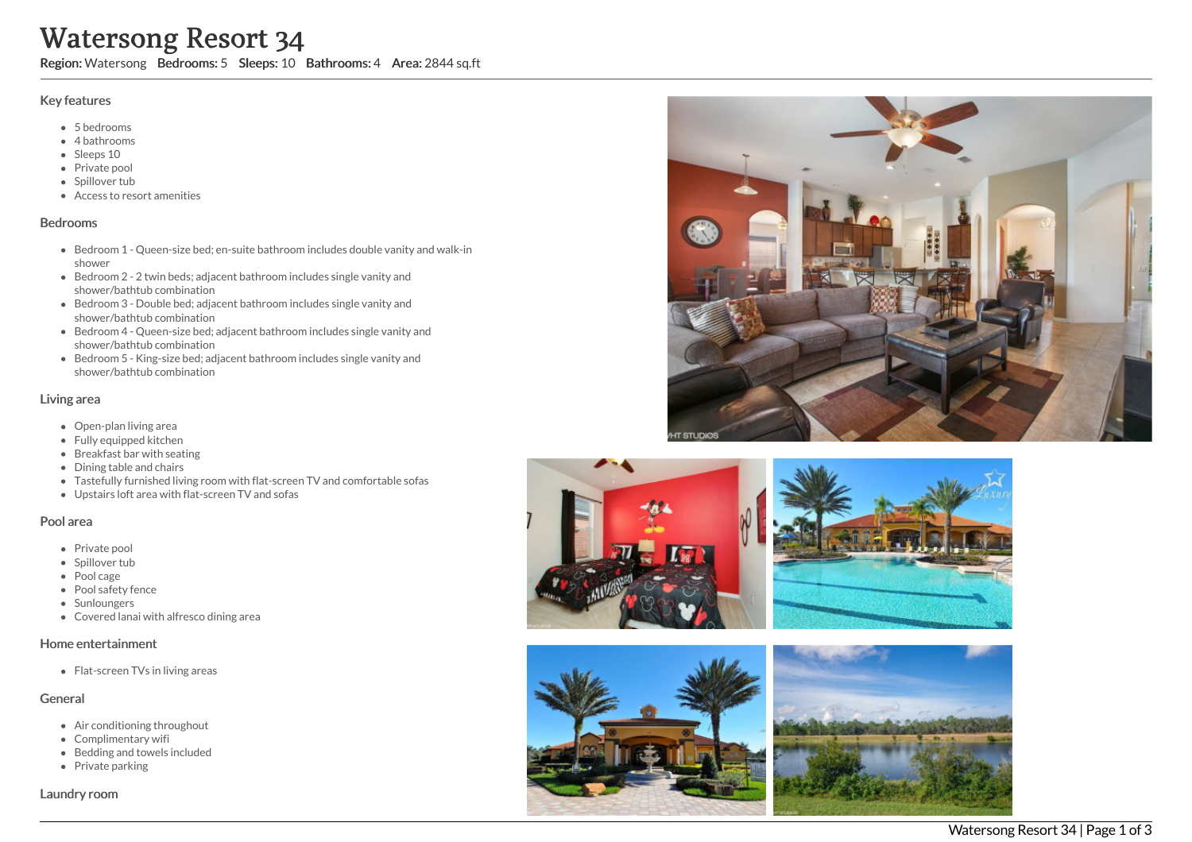# Watersong Resort 34

**Region:** Watersong **Bedrooms:** 5 **Sleeps:** 10 **Bathrooms:** 4 **Area:** 2844 sq.ft

## Key features

- 5 bedrooms
- 4 bathrooms
- Sleeps 10
- Private pool
- Spillover tub
- Access to resort amenities

## Bedrooms

- Bedroom 1 - Queen-size bed; en-suite bathroom includes double vanity and walk-in shower
- Bedroom 2 - 2 twin beds; adjacent bathroom includes single vanity and shower/bathtub combination
- Bedroom 3 - Double bed; adjacent bathroom includes single vanity and shower/bathtub combination
- Bedroom 4 - Queen-size bed; adjacent bathroom includes single vanity and shower/bathtub combination
- Bedroom 5 - King-size bed; adjacent bathroom includes single vanity and shower/bathtub combination

## Living area

- Open-plan living area
- Fully equipped kitchen
- Breakfast bar with seating
- Dining table and chairs
- Tastefully furnished living room with flat-screen TV and comfortable sofas
- Upstairs loft area with flat-screen TV and sofas

## Pool area

- Private pool
- Spillover tub
- Pool cage
- Pool safety fence
- Sunloungers
- Covered lanai with alfresco dining area

## Home entertainment

- Flat-screen TVs in living areas

## General

- Air conditioning throughout
- Complimentary wifi
- Bedding and towels included
- Private parking

## Laundry room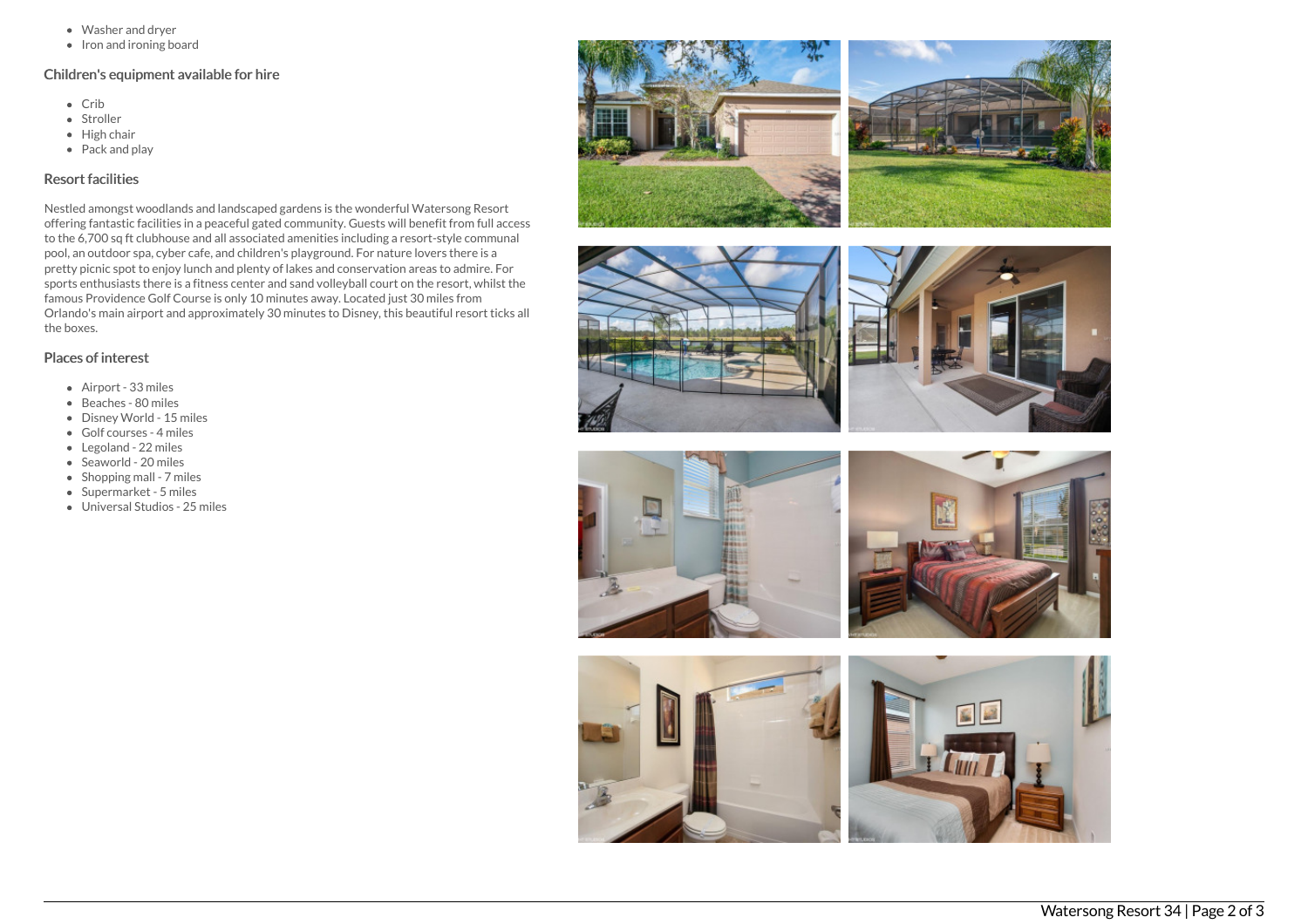- Washer and dryer
- Iron and ironing board

### Children's equipment available for hire

- Crib
- Stroller
- High chair
- Pack and play

### Resort facilities

Nestled amongst woodlands and landscaped gardens is the wonderful Watersong Resort offering fantastic facilities in a peaceful gated community. Guests will benefit from full access to the 6,700 sq ft clubhouse and all associated amenities including a resort-style communal pool, an outdoor spa, cyber cafe, and children's playground. For nature lovers there is a pretty picnic spot to enjoy lunch and plenty of lakes and conservation areas to admire. For sports enthusiasts there is a fitness center and sand volleyball court on the resort, whilst the famous Providence Golf Course is only 10 minutes away. Located just 30 miles from Orlando's main airport and approximately 30 minutes to Disney, this beautiful resort ticks all the boxes.

### Places of interest

- Airport - 33 miles
- Beaches - 80 miles
- Disney World - 15 miles
- Golf courses - 4 miles
- Legoland - 22 miles
- Seaworld - 20 miles
- Shopping mall - 7 miles
- Supermarket - 5 miles
- Universal Studios - 25 miles